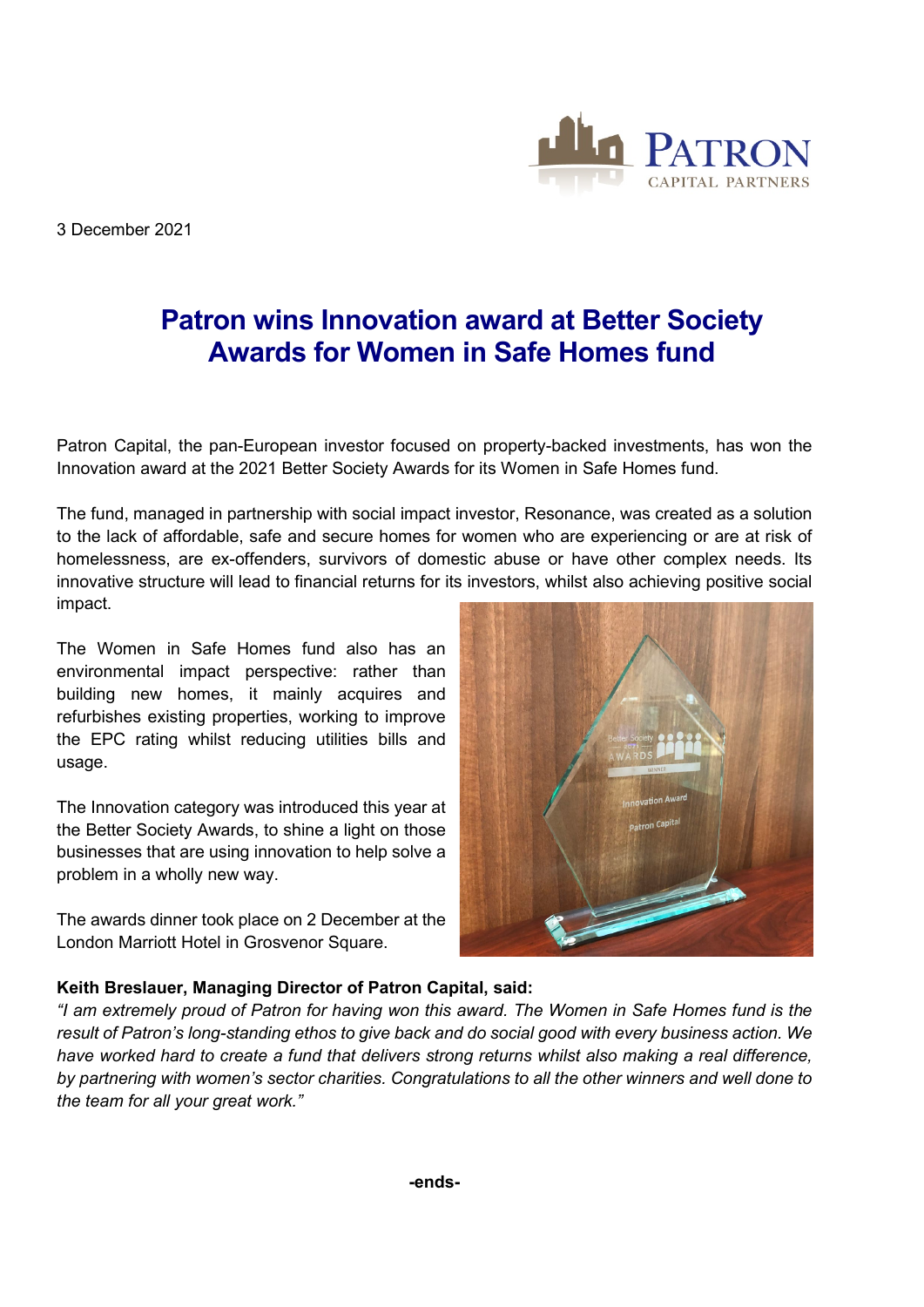3 December 2021

# Patron wins Innovation award at Better Society Awards for Women in Safe Homes fund

Patron Capital, the pan-European investor focused on property-backed investments, has won the Innovation award at the 2021 Better Society Awards for its Women in Safe Homes fund.

The fund, managed in partnership with social impact investor, Resonance, was created as a solution to the lack of affordable, safe and secure homes for women who are experiencing or are at risk of homelessness, are ex-offenders, survivors of domestic abuse or have other complex needs. Its innovative structure will lead to financial returns for its investors, whilst also achieving positive social impact.

The Women in Safe Homes fund also has an environmental impact perspective: rather than building new homes, it mainly acquires and refurbishes existing properties, working to improve the EPC rating whilst reducing utilities bills and usage.

The Innovation category was introduced this year at the Better Society Awards, to shine a light on those businesses that are using innovation to help solve a problem in a wholly new way.

The awards dinner took place on 2 December at the London Marriott Hotel in Grosvenor Square.

**Keith Breslauer, Managing Director of Patron Capital, said:**

*"I am extremely proud of Patron for having won this award. The Women in Safe Homes fund is the result of Patron's long-standing ethos to give back and do social good with every business action. We have worked hard to create a fund that delivers strong returns whilst also making a real difference, by partnering with women's sector charities. Congratulations to all the other winners and well done to the team for all your great work."*

**-ends-**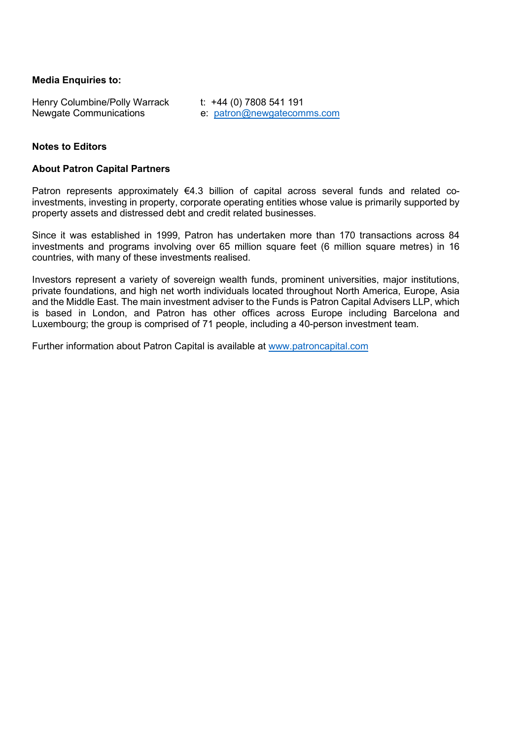**Media Enquiries to:**

Henry Columbine/Polly Warrack  
Newgate Communications

t: +44 (0) 7808 541 191  
e: patron@newgatecomms.com

**Notes to Editors**

**About Patron Capital Partners**

Patron represents approximately €4.3 billion of capital across several funds and related co-investments, investing in property, corporate operating entities whose value is primarily supported by property assets and distressed debt and credit related businesses.

Since it was established in 1999, Patron has undertaken more than 170 transactions across 84 investments and programs involving over 65 million square feet (6 million square metres) in 16 countries, with many of these investments realised.

Investors represent a variety of sovereign wealth funds, prominent universities, major institutions, private foundations, and high net worth individuals located throughout North America, Europe, Asia and the Middle East. The main investment adviser to the Funds is Patron Capital Advisers LLP, which is based in London, and Patron has other offices across Europe including Barcelona and Luxembourg; the group is comprised of 71 people, including a 40-person investment team.

Further information about Patron Capital is available at www.patroncapital.com